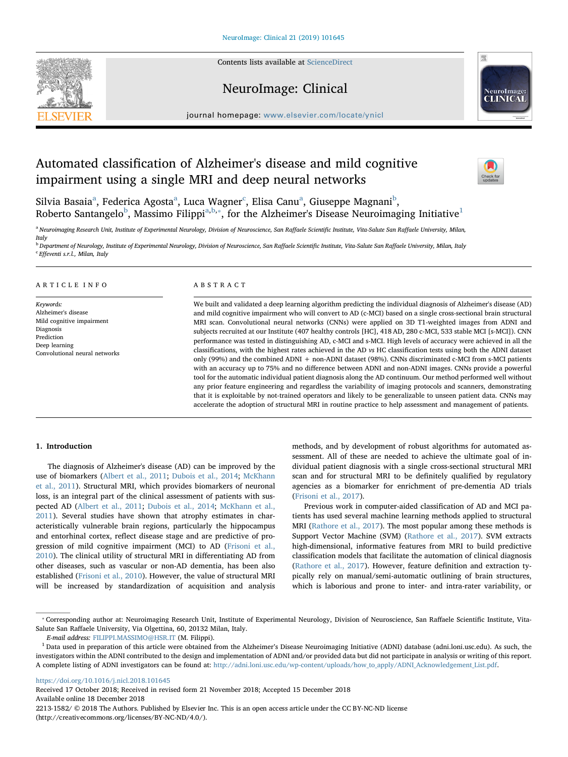# Automated classification of Alzheimer's disease and mild cognitive impairment using a single MRI and deep neural networks

Silvia Basaia[a], Federica Agosta[a], Luca Wagner[c], Elisa Canu[a], Giuseppe Magnani[b], Roberto Santangelo[b], Massimo Filippi[a,b,*], for the Alzheimer's Disease Neuroimaging Initiative[1]

[a] Neuroimaging Research Unit, Institute of Experimental Neurology, Division of Neuroscience, San Raffaele Scientific Institute, Vita-Salute San Raffaele University, Milan, Italy

[b] Department of Neurology, Institute of Experimental Neurology, Division of Neuroscience, San Raffaele Scientific Institute, Vita-Salute San Raffaele University, Milan, Italy

[c] Effeventi s.r.l., Milan, Italy

## ARTICLE INFO

*Keywords:*
Alzheimer's disease
Mild cognitive impairment
Diagnosis
Prediction
Deep learning
Convolutional neural networks

## ABSTRACT

We built and validated a deep learning algorithm predicting the individual diagnosis of Alzheimer's disease (AD) and mild cognitive impairment who will convert to AD (c-MCI) based on a single cross-sectional brain structural MRI scan. Convolutional neural networks (CNNs) were applied on 3D T1-weighted images from ADNI and subjects recruited at our Institute (407 healthy controls [HC], 418 AD, 280 c-MCI, 533 stable MCI [s-MCI]). CNN performance was tested in distinguishing AD, c-MCI and s-MCI. High levels of accuracy were achieved in all the classifications, with the highest rates achieved in the AD *vs* HC classification tests using both the ADNI dataset only (99%) and the combined ADNI + non-ADNI dataset (98%). CNNs discriminated c-MCI from s-MCI patients with an accuracy up to 75% and no difference between ADNI and non-ADNI images. CNNs provide a powerful tool for the automatic individual patient diagnosis along the AD continuum. Our method performed well without any prior feature engineering and regardless the variability of imaging protocols and scanners, demonstrating that it is exploitable by not-trained operators and likely to be generalizable to unseen patient data. CNNs may accelerate the adoption of structural MRI in routine practice to help assessment and management of patients.

## 1. Introduction

The diagnosis of Alzheimer's disease (AD) can be improved by the use of biomarkers (Albert et al., 2011; Dubois et al., 2014; McKhann et al., 2011). Structural MRI, which provides biomarkers of neuronal loss, is an integral part of the clinical assessment of patients with suspected AD (Albert et al., 2011; Dubois et al., 2014; McKhann et al., 2011). Several studies have shown that atrophy estimates in characteristically vulnerable brain regions, particularly the hippocampus and entorhinal cortex, reflect disease stage and are predictive of progression of mild cognitive impairment (MCI) to AD (Frisoni et al., 2010). The clinical utility of structural MRI in differentiating AD from other diseases, such as vascular or non-AD dementia, has been also established (Frisoni et al., 2010). However, the value of structural MRI will be increased by standardization of acquisition and analysis methods, and by development of robust algorithms for automated assessment. All of these are needed to achieve the ultimate goal of individual patient diagnosis with a single cross-sectional structural MRI scan and for structural MRI to be definitely qualified by regulatory agencies as a biomarker for enrichment of pre-dementia AD trials (Frisoni et al., 2017).

Previous work in computer-aided classification of AD and MCI patients has used several machine learning methods applied to structural MRI (Rathore et al., 2017). The most popular among these methods is Support Vector Machine (SVM) (Rathore et al., 2017). SVM extracts high-dimensional, informative features from MRI to build predictive classification models that facilitate the automation of clinical diagnosis (Rathore et al., 2017). However, feature definition and extraction typically rely on manual/semi-automatic outlining of brain structures, which is laborious and prone to inter- and intra-rater variability, or

---

* Corresponding author at: Neuroimaging Research Unit, Institute of Experimental Neurology, Division of Neuroscience, San Raffaele Scientific Institute, Vita-Salute San Raffaele University, Via Olgettina, 60, 20132 Milan, Italy.

*E-mail address:* FILIPPI.MASSIMO@HSR.IT (M. Filippi).

[1] Data used in preparation of this article were obtained from the Alzheimer's Disease Neuroimaging Initiative (ADNI) database (adni.loni.usc.edu). As such, the investigators within the ADNI contributed to the design and implementation of ADNI and/or provided data but did not participate in analysis or writing of this report. A complete listing of ADNI investigators can be found at: http://adni.loni.usc.edu/wp-content/uploads/how_to_apply/ADNI_Acknowledgement_List.pdf.

https://doi.org/10.1016/j.nicl.2018.101645
Received 17 October 2018; Received in revised form 21 November 2018; Accepted 15 December 2018
Available online 18 December 2018
2213-1582/ © 2018 The Authors. Published by Elsevier Inc. This is an open access article under the CC BY-NC-ND license (http://creativecommons.org/licenses/BY-NC-ND/4.0/).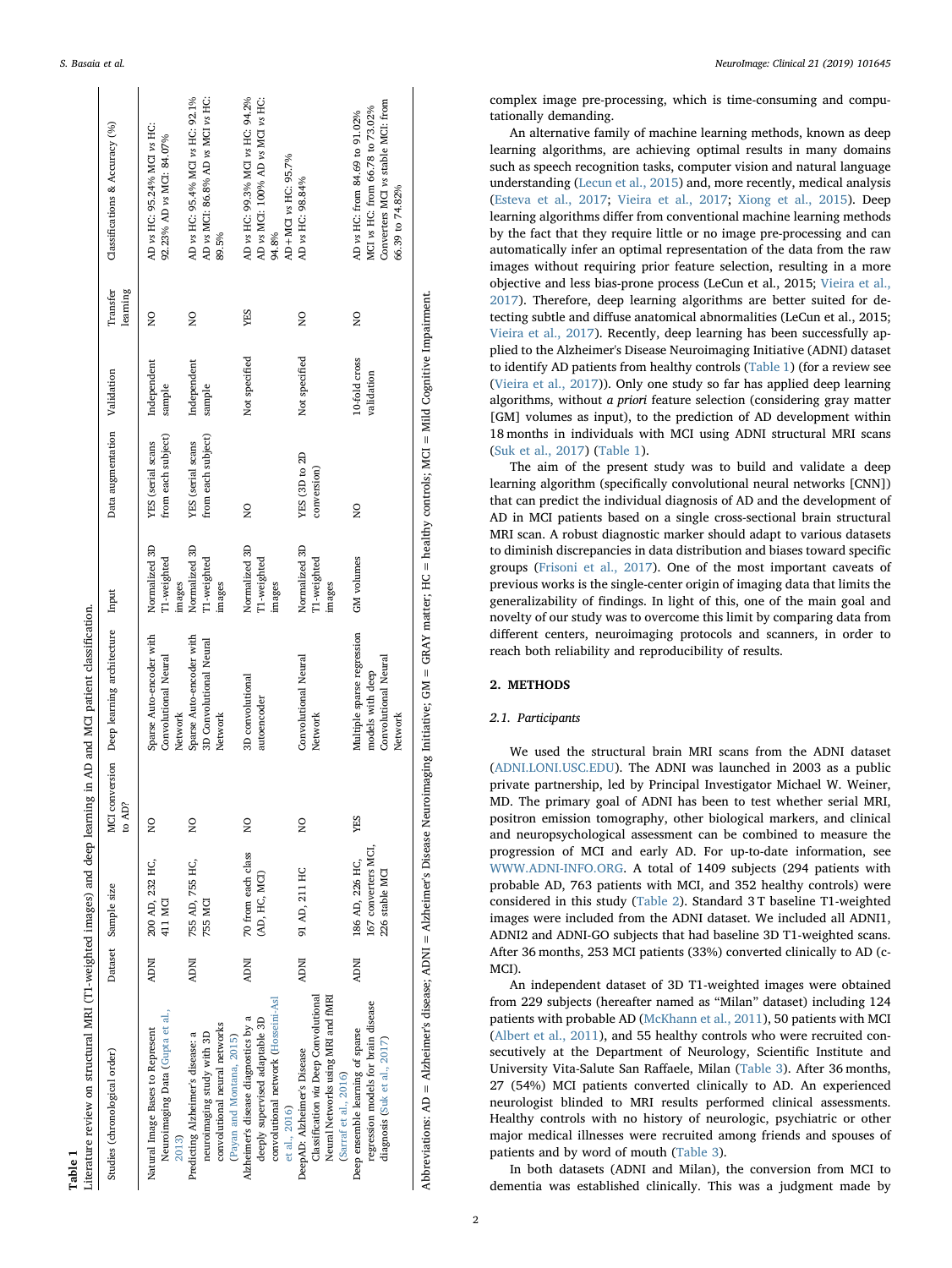**Table 1**
Literature review on structural MRI (T1-weighted images) and deep learning in AD and MCI patient classification.

| Studies (chronological order) | Dataset | Sample size | MCI conversion to AD? | Deep learning architecture | Input | Data augmentation | Validation | Transfer learning | Classifications & Accuracy (%) |
|---|---|---|---|---|---|---|---|---|---|
| Natural Image Bases to Represent Neuroimaging Data (Gupta et al., 2013) | ADNI | 200 AD, 232 HC, 411 MCI | NO | Sparse Auto-encoder with Convolutional Neural Network | Normalized 3D T1-weighted images | YES (serial scans from each subject) | Independent sample | NO | AD vs HC: 95.24% MCI vs HC: 92.23% AD vs MCI: 84.07% |
| Predicting Alzheimer's disease: a neuroimaging study with 3D convolutional neural networks (Payan and Montana, 2015) | ADNI | 755 AD, 755 HC, 755 MCI | NO | Sparse Auto-encoder with 3D Convolutional Neural Network | Normalized 3D T1-weighted images | YES (serial scans from each subject) | Independent sample | NO | AD vs HC: 95.4% MCI vs HC: 92.1% AD vs MCI: 86.8% AD vs MCI vs HC: 89.5% |
| Alzheimer's disease diagnostics by a deeply supervised adaptable 3D convolutional network (Hosseini-Asl et al., 2016) | ADNI | 70 from each class (AD, HC, MCI) | NO | 3D convolutional autoencoder | Normalized 3D T1-weighted images | NO | Not specified | YES | AD vs HC: 99.3% MCI vs HC: 94.2% AD vs MCI: 100% AD vs MCI vs HC: 94.8% AD + MCI vs HC: 95.7% |
| DeepAD: Alzheimer's Disease Classification via Deep Convolutional Neural Networks using MRI and fMRI (Sarraf et al., 2016) | ADNI | 91 AD, 211 HC | NO | Convolutional Neural Network | Normalized 3D T1-weighted images | YES (3D to 2D conversion) | Not specified | NO | AD vs HC: 98.84% |
| Deep ensemble learning of sparse regression models for brain disease diagnosis (Suk et al., 2017) | ADNI | 186 AD, 226 HC, 167 converters MCI, 226 stable MCI | YES | Multiple sparse regression models with deep Convolutional Neural Network | GM volumes | NO | 10-fold cross validation | NO | AD vs HC: from 84.69 to 91.02% MCI vs HC: from 66.78 to 73.02% Converters MCI vs stable MCI: from 66.39 to 74.82% |

Abbreviations: AD = Alzheimer's disease; ADNI = Alzheimer's Disease Neuroimaging Initiative; GM = GRAY matter; HC = healthy controls; MCI = Mild Cognitive Impairment.

complex image pre-processing, which is time-consuming and computationally demanding.

An alternative family of machine learning methods, known as deep learning algorithms, are achieving optimal results in many domains such as speech recognition tasks, computer vision and natural language understanding (Lecun et al., 2015) and, more recently, medical analysis (Esteva et al., 2017; Vieira et al., 2017; Xiong et al., 2015). Deep learning algorithms differ from conventional machine learning methods by the fact that they require little or no image pre-processing and can automatically infer an optimal representation of the data from the raw images without requiring prior feature selection, resulting in a more objective and less bias-prone process (LeCun et al., 2015; Vieira et al., 2017). Therefore, deep learning algorithms are better suited for detecting subtle and diffuse anatomical abnormalities (LeCun et al., 2015; Vieira et al., 2017). Recently, deep learning has been successfully applied to the Alzheimer's Disease Neuroimaging Initiative (ADNI) dataset to identify AD patients from healthy controls (Table 1) (for a review see (Vieira et al., 2017)). Only one study so far has applied deep learning algorithms, without *a priori* feature selection (considering gray matter [GM] volumes as input), to the prediction of AD development within 18 months in individuals with MCI using ADNI structural MRI scans (Suk et al., 2017) (Table 1).

The aim of the present study was to build and validate a deep learning algorithm (specifically convolutional neural networks [CNN]) that can predict the individual diagnosis of AD and the development of AD in MCI patients based on a single cross-sectional brain structural MRI scan. A robust diagnostic marker should adapt to various datasets to diminish discrepancies in data distribution and biases toward specific groups (Frisoni et al., 2017). One of the most important caveats of previous works is the single-center origin of imaging data that limits the generalizability of findings. In light of this, one of the main goal and novelty of our study was to overcome this limit by comparing data from different centers, neuroimaging protocols and scanners, in order to reach both reliability and reproducibility of results.

## 2. METHODS

### 2.1. Participants

We used the structural brain MRI scans from the ADNI dataset (ADNI.LONI.USC.EDU). The ADNI was launched in 2003 as a public private partnership, led by Principal Investigator Michael W. Weiner, MD. The primary goal of ADNI has been to test whether serial MRI, positron emission tomography, other biological markers, and clinical and neuropsychological assessment can be combined to measure the progression of MCI and early AD. For up-to-date information, see WWW.ADNI-INFO.ORG. A total of 1409 subjects (294 patients with probable AD, 763 patients with MCI, and 352 healthy controls) were considered in this study (Table 2). Standard 3 T baseline T1-weighted images were included from the ADNI dataset. We included all ADNI1, ADNI2 and ADNI-GO subjects that had baseline 3D T1-weighted scans. After 36 months, 253 MCI patients (33%) converted clinically to AD (c-MCI).

An independent dataset of 3D T1-weighted images were obtained from 229 subjects (hereafter named as "Milan" dataset) including 124 patients with probable AD (McKhann et al., 2011), 50 patients with MCI (Albert et al., 2011), and 55 healthy controls who were recruited consecutively at the Department of Neurology, Scientific Institute and University Vita-Salute San Raffaele, Milan (Table 3). After 36 months, 27 (54%) MCI patients converted clinically to AD. An experienced neurologist blinded to MRI results performed clinical assessments. Healthy controls with no history of neurologic, psychiatric or other major medical illnesses were recruited among friends and spouses of patients and by word of mouth (Table 3).

In both datasets (ADNI and Milan), the conversion from MCI to dementia was established clinically. This was a judgment made by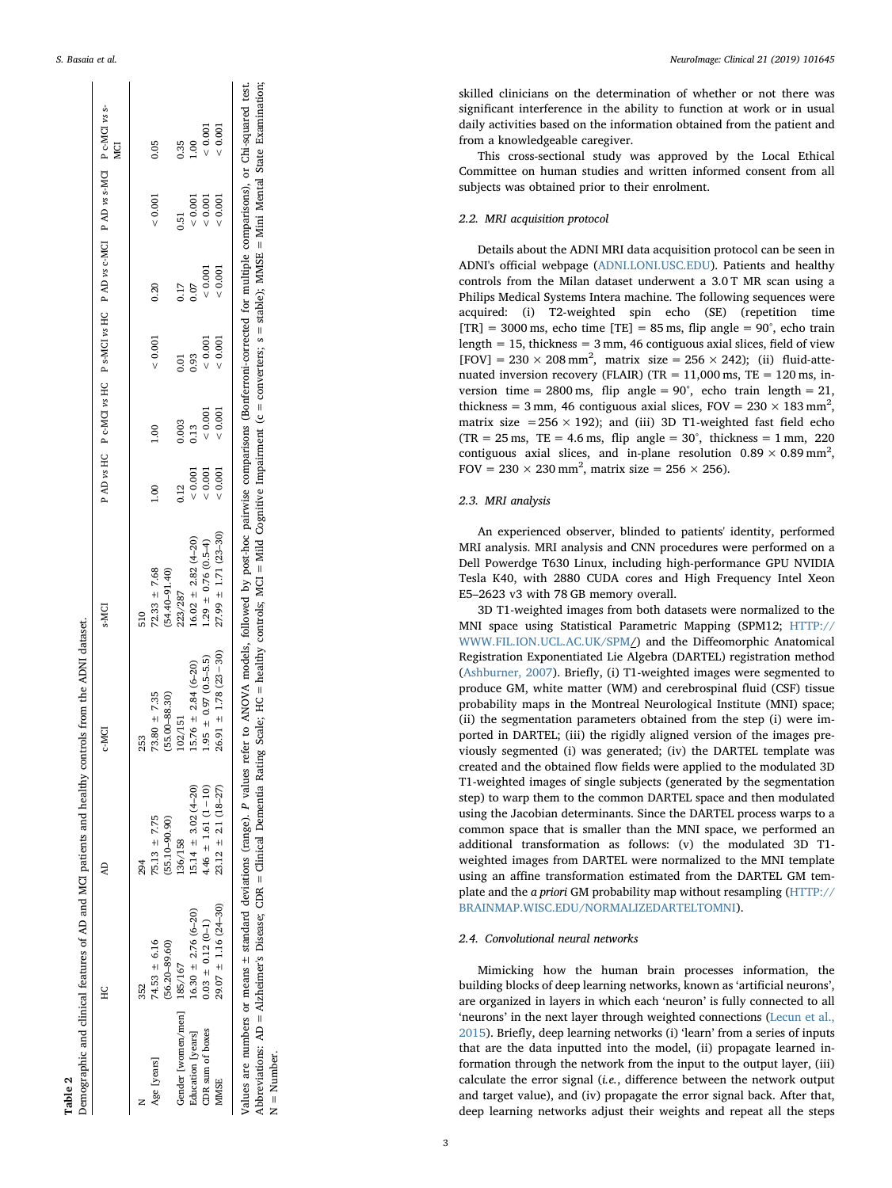**Table 2**
Demographic and clinical features of AD and MCI patients and healthy controls from the ADNI dataset.

| | HC | AD | c-MCI | s-MCI | P AD *vs* HC | P c-MCI *vs* HC | P s-MCI *vs* HC | P AD *vs* c-MCI | P AD *vs* s-MCI | P c-MCI *vs* s-MCI |
|---|---|---|---|---|---|---|---|---|---|---|
| N | 352 | 294 | 253 | 510 | | | | | | |
| Age [years] | 74.53 ± 6.16 (56.20–89.60) | 75.13 ± 7.75 (55.10–90.90) | 73.80 ± 7.35 (55.00–88.30) | 72.33 ± 7.68 (54.40–91.40) | 1.00 | 1.00 | < 0.001 | 0.20 | < 0.001 | 0.05 |
| Gender [women/men] | 185/167 | 136/158 | 102/151 | 223/287 | 0.12 | 0.003 | 0.01 | 0.17 | 0.51 | 0.35 |
| Education [years] | 16.30 ± 2.76 (6–20) | 15.14 ± 3.02 (4–20) | 15.76 ± 2.84 (6–20) | 16.02 ± 2.82 (4–20) | < 0.001 | 0.13 | 0.93 | 0.07 | < 0.001 | 1.00 |
| CDR sum of boxes | 0.03 ± 0.12 (0–1) | 4.46 ± 1.61 (1 – 10) | 1.95 ± 0.97 (0.5–5.5) | 1.29 ± 0.76 (0.5–4) | < 0.001 | < 0.001 | < 0.001 | < 0.001 | < 0.001 | < 0.001 |
| MMSE | 29.07 ± 1.16 (24–30) | 23.12 ± 2.1 (18–27) | 26.91 ± 1.78 (23 – 30) | 27.99 ± 1.71 (23–30) | < 0.001 | < 0.001 | < 0.001 | < 0.001 | < 0.001 | < 0.001 |

Values are numbers or means ± standard deviations (range). *P* values refer to ANOVA models, followed by post-hoc pairwise comparisons (Bonferroni-corrected for multiple comparisons), or Chi-squared test. Abbreviations: AD = Alzheimer's Disease; CDR = Clinical Dementia Rating Scale; HC = healthy controls; MCI = Mild Cognitive Impairment (c = converters; s = stable); MMSE = Mini Mental State Examination; N = Number.

skilled clinicians on the determination of whether or not there was significant interference in the ability to function at work or in usual daily activities based on the information obtained from the patient and from a knowledgeable caregiver.

This cross-sectional study was approved by the Local Ethical Committee on human studies and written informed consent from all subjects was obtained prior to their enrolment.

### 2.2. MRI acquisition protocol

Details about the ADNI MRI data acquisition protocol can be seen in ADNI's official webpage (ADNI.LONI.USC.EDU). Patients and healthy controls from the Milan dataset underwent a 3.0 T MR scan using a Philips Medical Systems Intera machine. The following sequences were acquired: (i) T2-weighted spin echo (SE) (repetition time [TR] = 3000 ms, echo time [TE] = 85 ms, flip angle = 90°, echo train length = 15, thickness = 3 mm, 46 contiguous axial slices, field of view [FOV] = 230 × 208 mm$^2$, matrix size = 256 × 242); (ii) fluid-attenuated inversion recovery (FLAIR) (TR = 11,000 ms, TE = 120 ms, inversion time = 2800 ms, flip angle = 90°, echo train length = 21, thickness = 3 mm, 46 contiguous axial slices, FOV = 230 × 183 mm$^2$, matrix size = 256 × 192); and (iii) 3D T1-weighted fast field echo (TR = 25 ms, TE = 4.6 ms, flip angle = 30°, thickness = 1 mm, 220 contiguous axial slices, and in-plane resolution 0.89 × 0.89 mm$^2$, FOV = 230 × 230 mm$^2$, matrix size = 256 × 256).

### 2.3. MRI analysis

An experienced observer, blinded to patients' identity, performed MRI analysis. MRI analysis and CNN procedures were performed on a Dell Powerdge T630 Linux, including high-performance GPU NVIDIA Tesla K40, with 2880 CUDA cores and High Frequency Intel Xeon E5–2623 v3 with 78 GB memory overall.

3D T1-weighted images from both datasets were normalized to the MNI space using Statistical Parametric Mapping (SPM12; HTTP://WWW.FIL.ION.UCL.AC.UK/SPM/) and the Diffeomorphic Anatomical Registration Exponentiated Lie Algebra (DARTEL) registration method (Ashburner, 2007). Briefly, (i) T1-weighted images were segmented to produce GM, white matter (WM) and cerebrospinal fluid (CSF) tissue probability maps in the Montreal Neurological Institute (MNI) space; (ii) the segmentation parameters obtained from the step (i) were imported in DARTEL; (iii) the rigidly aligned version of the images previously segmented (i) was generated; (iv) the DARTEL template was created and the obtained flow fields were applied to the modulated 3D T1-weighted images of single subjects (generated by the segmentation step) to warp them to the common DARTEL space and then modulated using the Jacobian determinants. Since the DARTEL process warps to a common space that is smaller than the MNI space, we performed an additional transformation as follows: (v) the modulated 3D T1-weighted images from DARTEL were normalized to the MNI template using an affine transformation estimated from the DARTEL GM template and the *a priori* GM probability map without resampling (HTTP://BRAINMAP.WISC.EDU/NORMALIZEDARTELTOMNI).

### 2.4. Convolutional neural networks

Mimicking how the human brain processes information, the building blocks of deep learning networks, known as 'artificial neurons', are organized in layers in which each 'neuron' is fully connected to all 'neurons' in the next layer through weighted connections (Lecun et al., 2015). Briefly, deep learning networks (i) 'learn' from a series of inputs that are the data inputted into the model, (ii) propagate learned information through the network from the input to the output layer, (iii) calculate the error signal (*i.e.*, difference between the network output and target value), and (iv) propagate the error signal back. After that, deep learning networks adjust their weights and repeat all the steps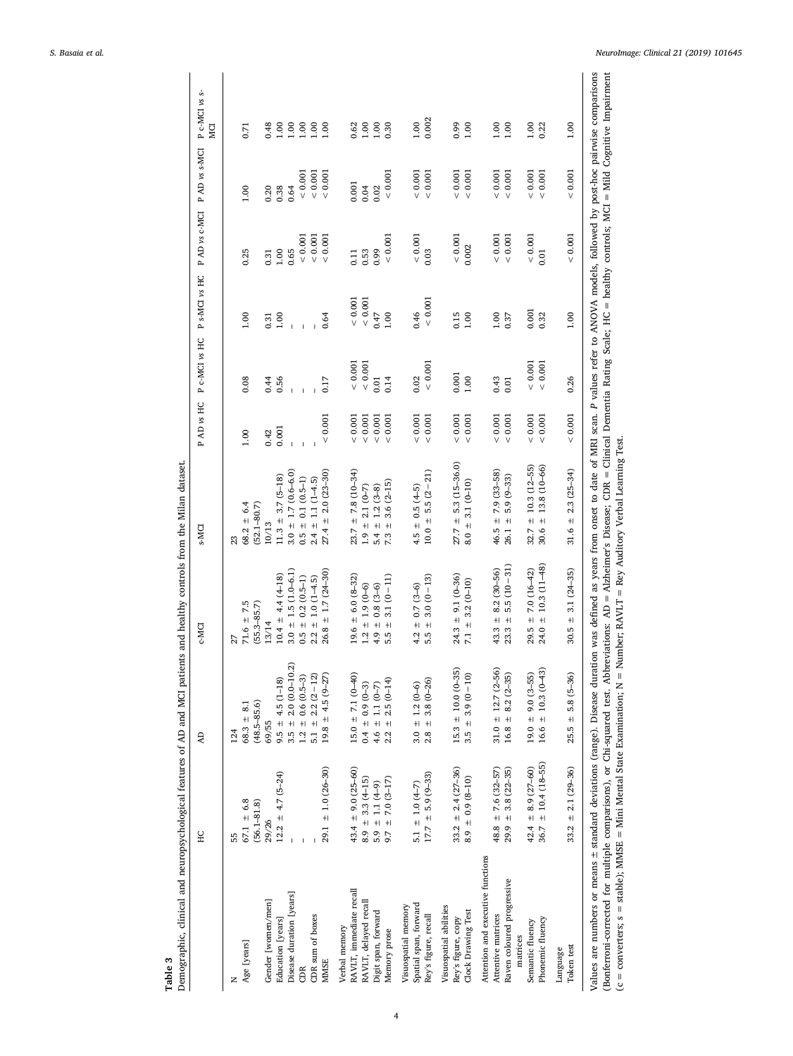**Table 3**

Demographic, clinical and neuropsychological features of AD and MCI patients and healthy controls from the Milan dataset.

| | HC | AD | c-MCI | s-MCI | P AD *vs* HC | P c-MCI *vs* HC | P s-MCI *vs* HC | P AD *vs* c-MCI | P AD *vs* s-MCI | P c-MCI *vs* s-MCI |
|---|---|---|---|---|---|---|---|---|---|---|
| N | 55 | 124 | 27 | 23 | | | | | | |
| Age [years] | 67.1 ± 6.8 (56.1–81.8) | 68.3 ± 8.1 (48.5–85.6) | 71.6 ± 7.5 (55.3–85.7) | 68.2 ± 6.4 (52.1–80.7) | 1.00 | 0.08 | 1.00 | 0.25 | 1.00 | 0.71 |
| Gender [women/men] | 29/26 | 69/55 | 13/14 | 10/13 | 0.42 | 0.44 | 0.31 | 0.31 | 0.20 | 0.48 |
| Education [years] | 12.2 ± 4.7 (5–24) | 9.5 ± 4.5 (1–18) | 10.4 ± 4.4 (4–18) | 11.3 ± 3.7 (5–18) | 0.001 | 0.56 | 1.00 | 1.00 | 0.38 | 1.00 |
| Disease duration [years] | – | 3.5 ± 2.0 (0.0–10.2) | 3.0 ± 1.5 (1.0–6.1) | 3.0 ± 1.7 (0.6–6.0) | – | – | – | 0.65 | 0.64 | 1.00 |
| CDR | – | 1.2 ± 0.6 (0.5–3) | 0.5 ± 0.2 (0.5–1) | 0.5 ± 0.1 (0.5–1) | – | – | – | < 0.001 | < 0.001 | 1.00 |
| CDR sum of boxes | – | 5.1 ± 2.2 (2 – 12) | 2.2 ± 1.0 (1–4.5) | 2.4 ± 1.1 (1–4.5) | – | – | – | < 0.001 | < 0.001 | 1.00 |
| MMSE | 29.1 ± 1.0 (26–30) | 19.8 ± 4.5 (9–27) | 26.8 ± 1.7 (24–30) | 27.4 ± 2.0 (23–30) | < 0.001 | 0.17 | 0.64 | < 0.001 | < 0.001 | 1.00 |
| Verbal memory | | | | | | | | | | |
| RAVLT, immediate recall | 43.4 ± 9.0 (25–60) | 15.0 ± 7.1 (0–40) | 19.6 ± 6.0 (8–32) | 23.7 ± 7.8 (10–34) | < 0.001 | < 0.001 | < 0.001 | 0.11 | 0.001 | 0.62 |
| RAVLT, delayed recall | 8.9 ± 3.3 (4–15) | 0.4 ± 0.9 (0–3) | 1.2 ± 1.9 (0–6) | 1.9 ± 2.1 (0–7) | < 0.001 | < 0.001 | < 0.001 | 0.53 | 0.04 | 1.00 |
| Digit span, forward | 5.9 ± 1.1 (4–9) | 4.6 ± 1.1 (0–7) | 4.9 ± 0.8 (3–6) | 5.4 ± 1.2 (3–8) | < 0.001 | 0.01 | 0.47 | 0.99 | 0.02 | 1.00 |
| Memory prose | 9.7 ± 7.0 (3–17) | 2.2 ± 2.5 (0–14) | 5.5 ± 3.1 (0 – 11) | 7.3 ± 3.6 (2–15) | < 0.001 | 0.14 | 1.00 | < 0.001 | < 0.001 | 0.30 |
| Visuospatial memory | | | | | | | | | | |
| Spatial span, forward | 5.1 ± 1.0 (4–7) | 3.0 ± 1.2 (0–6) | 4.2 ± 0.7 (3–6) | 4.5 ± 0.5 (4–5) | < 0.001 | 0.02 | 0.46 | < 0.001 | < 0.001 | 1.00 |
| Rey's figure, recall | 17.7 ± 5.9 (9–33) | 2.8 ± 3.8 (0–26) | 5.5 ± 3.0 (0 – 13) | 10.0 ± 5.5 (2 – 21) | < 0.001 | < 0.001 | < 0.001 | 0.03 | < 0.001 | 0.002 |
| Visuospatial abilities | | | | | | | | | | |
| Rey's figure, copy | 33.2 ± 2.4 (27–36) | 15.3 ± 10.0 (0–35) | 24.3 ± 9.1 (0–36) | 27.7 ± 5.3 (15–36.0) | < 0.001 | 0.001 | 0.15 | < 0.001 | < 0.001 | 0.99 |
| Clock Drawing Test | 8.9 ± 0.9 (8–10) | 3.5 ± 3.9 (0 – 10) | 7.1 ± 3.2 (0–10) | 8.0 ± 3.1 (0–10) | < 0.001 | 1.00 | 1.00 | 0.002 | < 0.001 | 1.00 |
| Attention and executive functions | | | | | | | | | | |
| Attentive matrices | 48.8 ± 7.6 (32–57) | 31.0 ± 12.7 (2–56) | 43.3 ± 8.2 (30–56) | 46.5 ± 7.9 (33–58) | < 0.001 | 0.43 | 1.00 | < 0.001 | < 0.001 | 1.00 |
| Raven coloured progressive matrices | 29.9 ± 3.8 (22–35) | 16.8 ± 8.2 (2–35) | 23.3 ± 5.5 (10 – 31) | 26.1 ± 5.9 (9–33) | < 0.001 | 0.01 | 0.37 | < 0.001 | < 0.001 | 1.00 |
| Semantic fluency | 42.4 ± 8.9 (27–60) | 19.0 ± 9.0 (3–55) | 29.5 ± 7.0 (16–42) | 32.7 ± 10.3 (12–55) | < 0.001 | < 0.001 | 0.001 | < 0.001 | < 0.001 | 1.00 |
| Phonemic fluency | 36.7 ± 10.4 (18–55) | 16.6 ± 10.3 (0–43) | 24.0 ± 10.3 (11–48) | 30.6 ± 13.8 (10–66) | < 0.001 | < 0.001 | 0.32 | 0.01 | < 0.001 | 0.22 |
| Language | | | | | | | | | | |
| Token test | 33.2 ± 2.1 (29–36) | 25.5 ± 5.8 (5–36) | 30.5 ± 3.1 (24–35) | 31.6 ± 2.3 (25–34) | < 0.001 | 0.26 | 1.00 | < 0.001 | < 0.001 | 1.00 |

Values are numbers or means ± standard deviations (range). Disease duration was defined as years from onset to date of MRI scan. *P* values refer to ANOVA models, followed by post-hoc pairwise comparisons (Bonferroni-corrected for multiple comparisons), or Chi-squared test. Abbreviations: AD = Alzheimer's Disease; CDR = Clinical Dementia Rating Scale; HC = healthy controls; MCI = Mild Cognitive Impairment (c = converters; s = stable); MMSE = Mini Mental State Examination; N = Number; RAVLT = Rey Auditory Verbal Learning Test.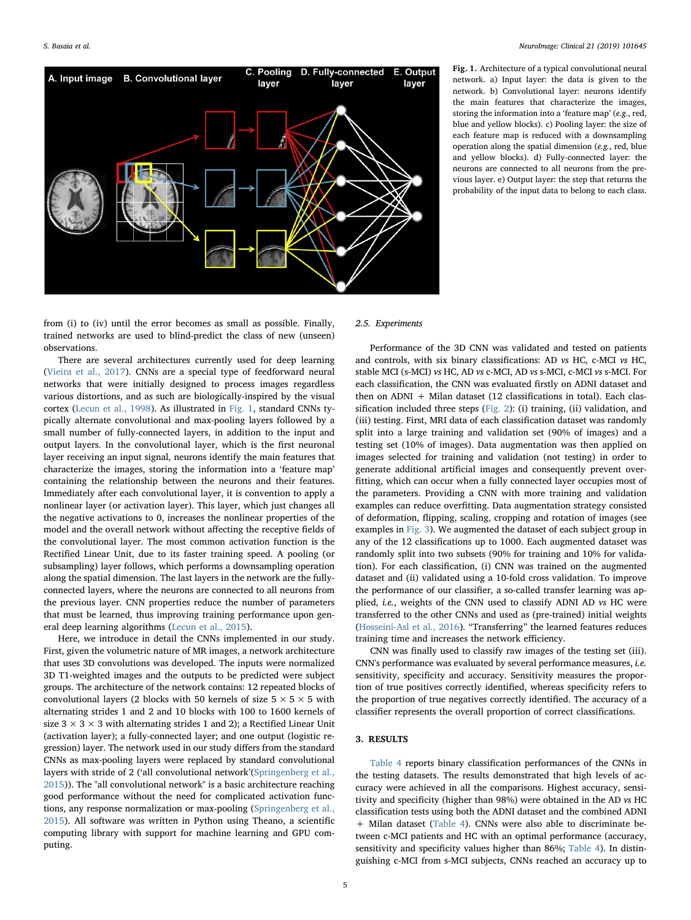Fig. 1. Architecture of a typical convolutional neural network. a) Input layer: the data is given to the network. b) Convolutional layer: neurons identify the main features that characterize the images, storing the information into a 'feature map' (*e.g.*, red, blue and yellow blocks). c) Pooling layer: the size of each feature map is reduced with a downsampling operation along the spatial dimension (*e.g.*, red, blue and yellow blocks). d) Fully-connected layer: the neurons are connected to all neurons from the previous layer. e) Output layer: the step that returns the probability of the input data to belong to each class.

from (i) to (iv) until the error becomes as small as possible. Finally, trained networks are used to blind-predict the class of new (unseen) observations.

There are several architectures currently used for deep learning (Vieira et al., 2017). CNNs are a special type of feedforward neural networks that were initially designed to process images regardless various distortions, and as such are biologically-inspired by the visual cortex (Lecun et al., 1998). As illustrated in Fig. 1, standard CNNs typically alternate convolutional and max-pooling layers followed by a small number of fully-connected layers, in addition to the input and output layers. In the convolutional layer, which is the first neuronal layer receiving an input signal, neurons identify the main features that characterize the images, storing the information into a 'feature map' containing the relationship between the neurons and their features. Immediately after each convolutional layer, it is convention to apply a nonlinear layer (or activation layer). This layer, which just changes all the negative activations to 0, increases the nonlinear properties of the model and the overall network without affecting the receptive fields of the convolutional layer. The most common activation function is the Rectified Linear Unit, due to its faster training speed. A pooling (or subsampling) layer follows, which performs a downsampling operation along the spatial dimension. The last layers in the network are the fully-connected layers, where the neurons are connected to all neurons from the previous layer. CNN properties reduce the number of parameters that must be learned, thus improving training performance upon general deep learning algorithms (Lecun et al., 2015).

Here, we introduce in detail the CNNs implemented in our study. First, given the volumetric nature of MR images, a network architecture that uses 3D convolutions was developed. The inputs were normalized 3D T1-weighted images and the outputs to be predicted were subject groups. The architecture of the network contains: 12 repeated blocks of convolutional layers (2 blocks with 50 kernels of size $5 \times 5 \times 5$ with alternating strides 1 and 2 and 10 blocks with 100 to 1600 kernels of size $3 \times 3 \times 3$ with alternating strides 1 and 2); a Rectified Linear Unit (activation layer); a fully-connected layer; and one output (logistic regression) layer. The network used in our study differs from the standard CNNs as max-pooling layers were replaced by standard convolutional layers with stride of 2 ('all convolutional network'(Springenberg et al., 2015)). The "all convolutional network" is a basic architecture reaching good performance without the need for complicated activation functions, any response normalization or max-pooling (Springenberg et al., 2015). All software was written in Python using Theano, a scientific computing library with support for machine learning and GPU computing.

### 2.5. Experiments

Performance of the 3D CNN was validated and tested on patients and controls, with six binary classifications: AD *vs* HC, c-MCI *vs* HC, stable MCI (s-MCI) *vs* HC, AD *vs* c-MCI, AD *vs* s-MCI, c-MCI *vs* s-MCI. For each classification, the CNN was evaluated firstly on ADNI dataset and then on ADNI + Milan dataset (12 classifications in total). Each classification included three steps (Fig. 2): (i) training, (ii) validation, and (iii) testing. First, MRI data of each classification dataset was randomly split into a large training and validation set (90% of images) and a testing set (10% of images). Data augmentation was then applied on images selected for training and validation (not testing) in order to generate additional artificial images and consequently prevent overfitting, which can occur when a fully connected layer occupies most of the parameters. Providing a CNN with more training and validation examples can reduce overfitting. Data augmentation strategy consisted of deformation, flipping, scaling, cropping and rotation of images (see examples in Fig. 3). We augmented the dataset of each subject group in any of the 12 classifications up to 1000. Each augmented dataset was randomly split into two subsets (90% for training and 10% for validation). For each classification, (i) CNN was trained on the augmented dataset and (ii) validated using a 10-fold cross validation. To improve the performance of our classifier, a so-called transfer learning was applied, *i.e.*, weights of the CNN used to classify ADNI AD *vs* HC were transferred to the other CNNs and used as (pre-trained) initial weights (Hosseini-Asl et al., 2016). "Transferring" the learned features reduces training time and increases the network efficiency.

CNN was finally used to classify raw images of the testing set (iii). CNN's performance was evaluated by several performance measures, *i.e.* sensitivity, specificity and accuracy. Sensitivity measures the proportion of true positives correctly identified, whereas specificity refers to the proportion of true negatives correctly identified. The accuracy of a classifier represents the overall proportion of correct classifications.

## 3. RESULTS

Table 4 reports binary classification performances of the CNNs in the testing datasets. The results demonstrated that high levels of accuracy were achieved in all the comparisons. Highest accuracy, sensitivity and specificity (higher than 98%) were obtained in the AD *vs* HC classification tests using both the ADNI dataset and the combined ADNI + Milan dataset (Table 4). CNNs were also able to discriminate between c-MCI patients and HC with an optimal performance (accuracy, sensitivity and specificity values higher than 86%; Table 4). In distinguishing c-MCI from s-MCI subjects, CNNs reached an accuracy up to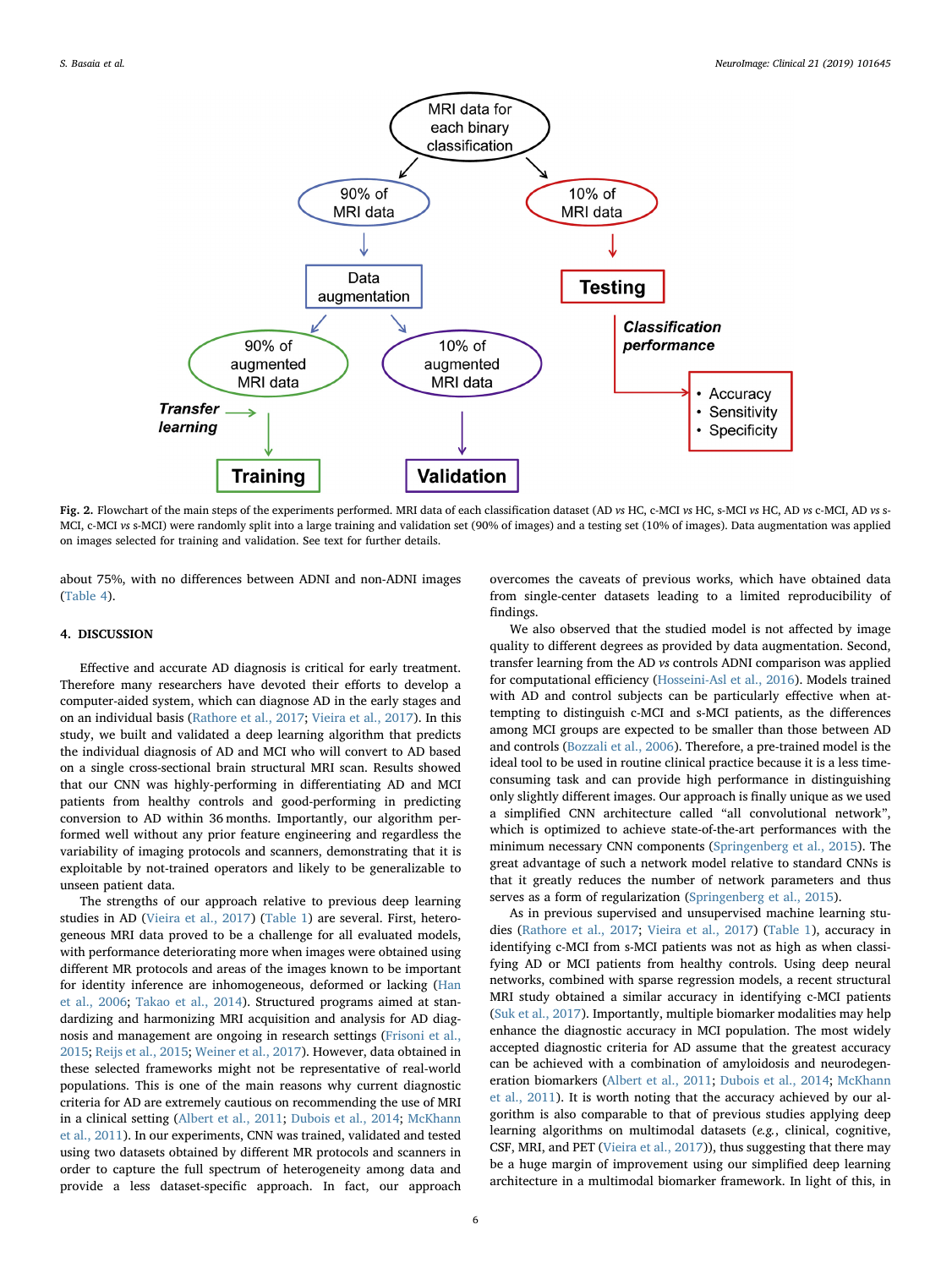**Fig. 2.** Flowchart of the main steps of the experiments performed. MRI data of each classification dataset (AD *vs* HC, c-MCI *vs* HC, s-MCI *vs* HC, AD *vs* c-MCI, AD *vs* s-MCI, c-MCI *vs* s-MCI) were randomly split into a large training and validation set (90% of images) and a testing set (10% of images). Data augmentation was applied on images selected for training and validation. See text for further details.

about 75%, with no differences between ADNI and non-ADNI images (Table 4).

## 4. DISCUSSION

Effective and accurate AD diagnosis is critical for early treatment. Therefore many researchers have devoted their efforts to develop a computer-aided system, which can diagnose AD in the early stages and on an individual basis (Rathore et al., 2017; Vieira et al., 2017). In this study, we built and validated a deep learning algorithm that predicts the individual diagnosis of AD and MCI who will convert to AD based on a single cross-sectional brain structural MRI scan. Results showed that our CNN was highly-performing in differentiating AD and MCI patients from healthy controls and good-performing in predicting conversion to AD within 36 months. Importantly, our algorithm performed well without any prior feature engineering and regardless the variability of imaging protocols and scanners, demonstrating that it is exploitable by not-trained operators and likely to be generalizable to unseen patient data.

The strengths of our approach relative to previous deep learning studies in AD (Vieira et al., 2017) (Table 1) are several. First, heterogeneous MRI data proved to be a challenge for all evaluated models, with performance deteriorating more when images were obtained using different MR protocols and areas of the images known to be important for identity inference are inhomogeneous, deformed or lacking (Han et al., 2006; Takao et al., 2014). Structured programs aimed at standardizing and harmonizing MRI acquisition and analysis for AD diagnosis and management are ongoing in research settings (Frisoni et al., 2015; Reijs et al., 2015; Weiner et al., 2017). However, data obtained in these selected frameworks might not be representative of real-world populations. This is one of the main reasons why current diagnostic criteria for AD are extremely cautious on recommending the use of MRI in a clinical setting (Albert et al., 2011; Dubois et al., 2014; McKhann et al., 2011). In our experiments, CNN was trained, validated and tested using two datasets obtained by different MR protocols and scanners in order to capture the full spectrum of heterogeneity among data and provide a less dataset-specific approach. In fact, our approach overcomes the caveats of previous works, which have obtained data from single-center datasets leading to a limited reproducibility of findings.

We also observed that the studied model is not affected by image quality to different degrees as provided by data augmentation. Second, transfer learning from the AD *vs* controls ADNI comparison was applied for computational efficiency (Hosseini-Asl et al., 2016). Models trained with AD and control subjects can be particularly effective when attempting to distinguish c-MCI and s-MCI patients, as the differences among MCI groups are expected to be smaller than those between AD and controls (Bozzali et al., 2006). Therefore, a pre-trained model is the ideal tool to be used in routine clinical practice because it is a less time-consuming task and can provide high performance in distinguishing only slightly different images. Our approach is finally unique as we used a simplified CNN architecture called "all convolutional network", which is optimized to achieve state-of-the-art performances with the minimum necessary CNN components (Springenberg et al., 2015). The great advantage of such a network model relative to standard CNNs is that it greatly reduces the number of network parameters and thus serves as a form of regularization (Springenberg et al., 2015).

As in previous supervised and unsupervised machine learning studies (Rathore et al., 2017; Vieira et al., 2017) (Table 1), accuracy in identifying c-MCI from s-MCI patients was not as high as when classifying AD or MCI patients from healthy controls. Using deep neural networks, combined with sparse regression models, a recent structural MRI study obtained a similar accuracy in identifying c-MCI patients (Suk et al., 2017). Importantly, multiple biomarker modalities may help enhance the diagnostic accuracy in MCI population. The most widely accepted diagnostic criteria for AD assume that the greatest accuracy can be achieved with a combination of amyloidosis and neurodegeneration biomarkers (Albert et al., 2011; Dubois et al., 2014; McKhann et al., 2011). It is worth noting that the accuracy achieved by our algorithm is also comparable to that of previous studies applying deep learning algorithms on multimodal datasets (*e.g.*, clinical, cognitive, CSF, MRI, and PET (Vieira et al., 2017)), thus suggesting that there may be a huge margin of improvement using our simplified deep learning architecture in a multimodal biomarker framework. In light of this, in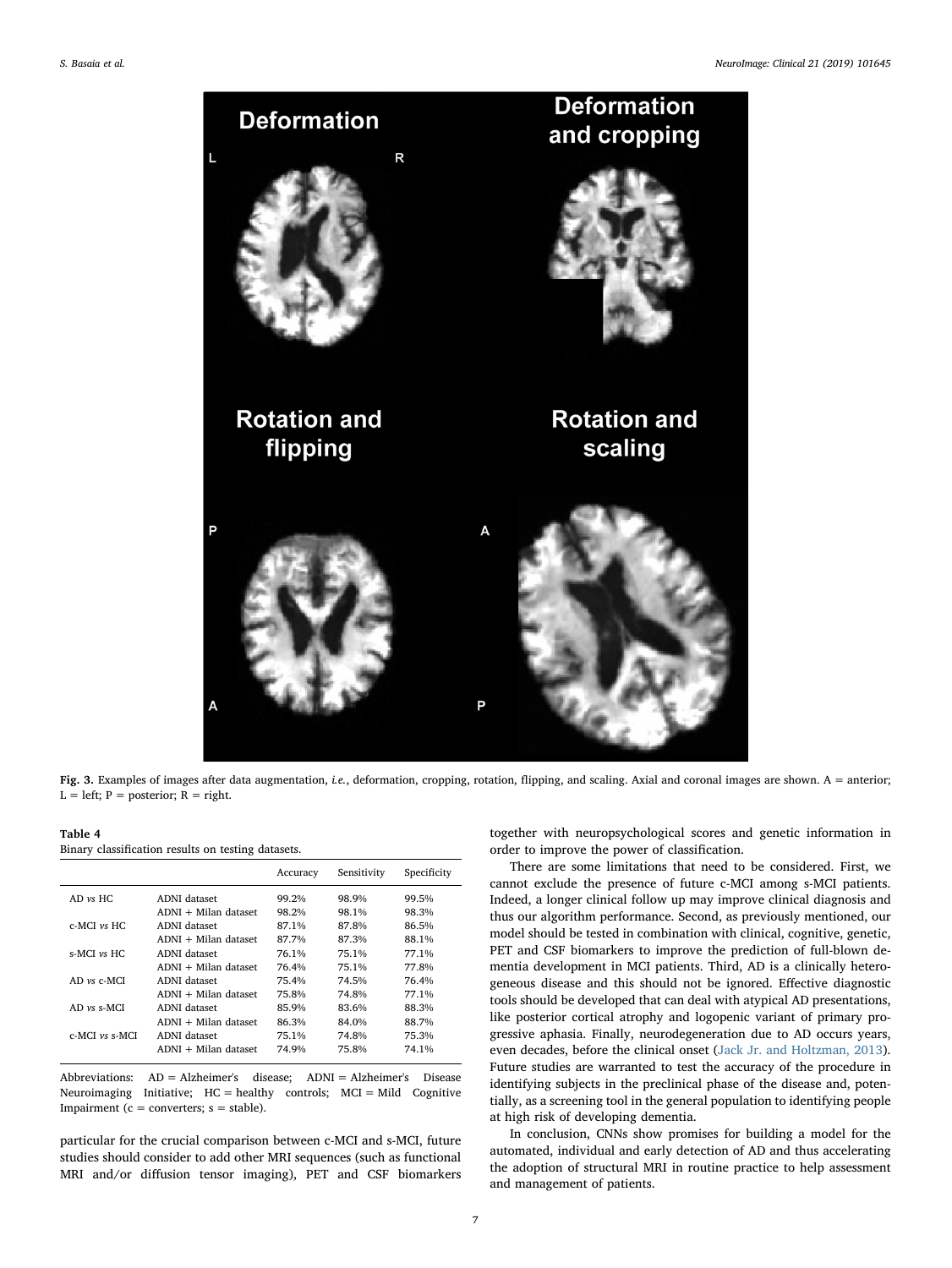Fig. 3. Examples of images after data augmentation, *i.e.*, deformation, cropping, rotation, flipping, and scaling. Axial and coronal images are shown. A = anterior; L = left; P = posterior; R = right.

**Table 4**
Binary classification results on testing datasets.

| | | Accuracy | Sensitivity | Specificity |
|---|---|---|---|---|
| AD *vs* HC | ADNI dataset | 99.2% | 98.9% | 99.5% |
| | ADNI + Milan dataset | 98.2% | 98.1% | 98.3% |
| c-MCI *vs* HC | ADNI dataset | 87.1% | 87.8% | 86.5% |
| | ADNI + Milan dataset | 87.7% | 87.3% | 88.1% |
| s-MCI *vs* HC | ADNI dataset | 76.1% | 75.1% | 77.1% |
| | ADNI + Milan dataset | 76.4% | 75.1% | 77.8% |
| AD *vs* c-MCI | ADNI dataset | 75.4% | 74.5% | 76.4% |
| | ADNI + Milan dataset | 75.8% | 74.8% | 77.1% |
| AD *vs* s-MCI | ADNI dataset | 85.9% | 83.6% | 88.3% |
| | ADNI + Milan dataset | 86.3% | 84.0% | 88.7% |
| c-MCI *vs* s-MCI | ADNI dataset | 75.1% | 74.8% | 75.3% |
| | ADNI + Milan dataset | 74.9% | 75.8% | 74.1% |

Abbreviations: AD = Alzheimer's disease; ADNI = Alzheimer's Disease Neuroimaging Initiative; HC = healthy controls; MCI = Mild Cognitive Impairment (c = converters; s = stable).

particular for the crucial comparison between c-MCI and s-MCI, future studies should consider to add other MRI sequences (such as functional MRI and/or diffusion tensor imaging), PET and CSF biomarkers together with neuropsychological scores and genetic information in order to improve the power of classification.

There are some limitations that need to be considered. First, we cannot exclude the presence of future c-MCI among s-MCI patients. Indeed, a longer clinical follow up may improve clinical diagnosis and thus our algorithm performance. Second, as previously mentioned, our model should be tested in combination with clinical, cognitive, genetic, PET and CSF biomarkers to improve the prediction of full-blown dementia development in MCI patients. Third, AD is a clinically heterogeneous disease and this should not be ignored. Effective diagnostic tools should be developed that can deal with atypical AD presentations, like posterior cortical atrophy and logopenic variant of primary progressive aphasia. Finally, neurodegeneration due to AD occurs years, even decades, before the clinical onset (Jack Jr. and Holtzman, 2013). Future studies are warranted to test the accuracy of the procedure in identifying subjects in the preclinical phase of the disease and, potentially, as a screening tool in the general population to identifying people at high risk of developing dementia.

In conclusion, CNNs show promises for building a model for the automated, individual and early detection of AD and thus accelerating the adoption of structural MRI in routine practice to help assessment and management of patients.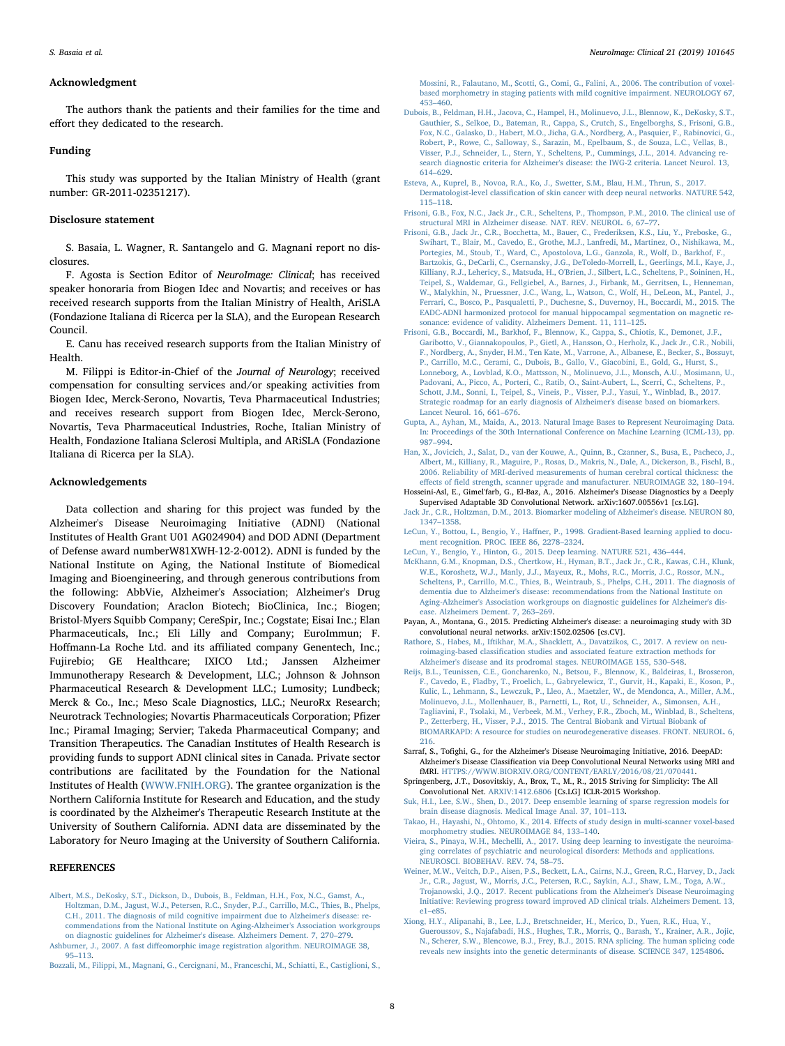## Acknowledgment

The authors thank the patients and their families for the time and effort they dedicated to the research.

## Funding

This study was supported by the Italian Ministry of Health (grant number: GR-2011-02351217).

## Disclosure statement

S. Basaia, L. Wagner, R. Santangelo and G. Magnani report no disclosures.

F. Agosta is Section Editor of *NeuroImage: Clinical*; has received speaker honoraria from Biogen Idec and Novartis; and receives or has received research supports from the Italian Ministry of Health, AriSLA (Fondazione Italiana di Ricerca per la SLA), and the European Research Council.

E. Canu has received research supports from the Italian Ministry of Health.

M. Filippi is Editor-in-Chief of the *Journal of Neurology*; received compensation for consulting services and/or speaking activities from Biogen Idec, Merck-Serono, Novartis, Teva Pharmaceutical Industries; and receives research support from Biogen Idec, Merck-Serono, Novartis, Teva Pharmaceutical Industries, Roche, Italian Ministry of Health, Fondazione Italiana Sclerosi Multipla, and ARiSLA (Fondazione Italiana di Ricerca per la SLA).

## Acknowledgements

Data collection and sharing for this project was funded by the Alzheimer's Disease Neuroimaging Initiative (ADNI) (National Institutes of Health Grant U01 AG024904) and DOD ADNI (Department of Defense award numberW81XWH-12-2-0012). ADNI is funded by the National Institute on Aging, the National Institute of Biomedical Imaging and Bioengineering, and through generous contributions from the following: AbbVie, Alzheimer's Association; Alzheimer's Drug Discovery Foundation; Araclon Biotech; BioClinica, Inc.; Biogen; Bristol-Myers Squibb Company; CereSpir, Inc.; Cogstate; Eisai Inc.; Elan Pharmaceuticals, Inc.; Eli Lilly and Company; EuroImmun; F. Hoffmann-La Roche Ltd. and its affiliated company Genentech, Inc.; Fujirebio; GE Healthcare; IXICO Ltd.; Janssen Alzheimer Immunotherapy Research & Development, LLC.; Johnson & Johnson Pharmaceutical Research & Development LLC.; Lumosity; Lundbeck; Merck & Co., Inc.; Meso Scale Diagnostics, LLC.; NeuroRx Research; Neurotrack Technologies; Novartis Pharmaceuticals Corporation; Pfizer Inc.; Piramal Imaging; Servier; Takeda Pharmaceutical Company; and Transition Therapeutics. The Canadian Institutes of Health Research is providing funds to support ADNI clinical sites in Canada. Private sector contributions are facilitated by the Foundation for the National Institutes of Health (WWW.FNIH.ORG). The grantee organization is the Northern California Institute for Research and Education, and the study is coordinated by the Alzheimer's Therapeutic Research Institute at the University of Southern California. ADNI data are disseminated by the Laboratory for Neuro Imaging at the University of Southern California.

## REFERENCES

Albert, M.S., DeKosky, S.T., Dickson, D., Dubois, B., Feldman, H.H., Fox, N.C., Gamst, A., Holtzman, D.M., Jagust, W.J., Petersen, R.C., Snyder, P.J., Carrillo, M.C., Thies, B., Phelps, C.H., 2011. The diagnosis of mild cognitive impairment due to Alzheimer's disease: recommendations from the National Institute on Aging-Alzheimer's Association workgroups on diagnostic guidelines for Alzheimer's disease. Alzheimers Dement. 7, 270–279.

Ashburner, J., 2007. A fast diffeomorphic image registration algorithm. NEUROIMAGE 38, 95–113.

Bozzali, M., Filippi, M., Magnani, G., Cercignani, M., Franceschi, M., Schiatti, E., Castiglioni, S., Mossini, R., Falautano, M., Scotti, G., Comi, G., Falini, A., 2006. The contribution of voxel-based morphometry in staging patients with mild cognitive impairment. NEUROLOGY 67, 453–460.

Dubois, B., Feldman, H.H., Jacova, C., Hampel, H., Molinuevo, J.L., Blennow, K., DeKosky, S.T., Gauthier, S., Selkoe, D., Bateman, R., Cappa, S., Crutch, S., Engelborghs, S., Frisoni, G.B., Fox, N.C., Galasko, D., Habert, M.O., Jicha, G.A., Nordberg, A., Pasquier, F., Rabinovici, G., Robert, P., Rowe, C., Salloway, S., Sarazin, M., Epelbaum, S., de Souza, L.C., Vellas, B., Visser, P.J., Schneider, L., Stern, Y., Scheltens, P., Cummings, J.L., 2014. Advancing research diagnostic criteria for Alzheimer's disease: the IWG-2 criteria. Lancet Neurol. 13, 614–629.

Esteva, A., Kuprel, B., Novoa, R.A., Ko, J., Swetter, S.M., Blau, H.M., Thrun, S., 2017. Dermatologist-level classification of skin cancer with deep neural networks. NATURE 542, 115–118.

Frisoni, G.B., Fox, N.C., Jack Jr., C.R., Scheltens, P., Thompson, P.M., 2010. The clinical use of structural MRI in Alzheimer disease. NAT. REV. NEUROL. 6, 67–77.

Frisoni, G.B., Jack Jr., C.R., Bocchetta, M., Bauer, C., Frederiksen, K.S., Liu, Y., Preboske, G., Swihart, T., Blair, M., Cavedo, E., Grothe, M.J., Lanfredi, M., Martinez, O., Nishikawa, M., Portegies, M., Stoub, T., Ward, C., Apostolova, L.G., Ganzola, R., Wolf, D., Barkhof, F., Bartzokis, G., DeCarli, C., Csernansky, J.G., DeToledo-Morrell, L., Geerlings, M.I., Kaye, J., Killiany, R.J., Lehericy, S., Matsuda, H., O'Brien, J., Silbert, L.C., Scheltens, P., Soininen, H., Teipel, S., Waldemar, G., Fellgiebel, A., Barnes, J., Firbank, M., Gerritsen, L., Henneman, W., Malykhin, N., Pruessner, J.C., Wang, L., Watson, C., Wolf, H., DeLeon, M., Pantel, J., Ferrari, C., Bosco, P., Pasqualetti, P., Duchesne, S., Duvernoy, H., Boccardi, M., 2015. The EADC-ADNI harmonized protocol for manual hippocampal segmentation on magnetic resonance: evidence of validity. Alzheimers Dement. 11, 111–125.

Frisoni, G.B., Boccardi, M., Barkhof, F., Blennow, K., Cappa, S., Chiotis, K., Demonet, J.F., Garibotto, V., Giannakopoulos, P., Gietl, A., Hansson, O., Herholz, K., Jack Jr., C.R., Nobili, F., Nordberg, A., Snyder, H.M., Ten Kate, M., Varrone, A., Albanese, E., Becker, S., Bossuyt, P., Carrillo, M.C., Cerami, C., Dubois, B., Gallo, V., Giacobini, E., Gold, G., Hurst, S., Lonneborg, A., Lovblad, K.O., Mattsson, N., Molinuevo, J.L., Monsch, A.U., Mosimann, U., Padovani, A., Picco, A., Porteri, C., Ratib, O., Saint-Aubert, L., Scerri, C., Scheltens, P., Schott, J.M., Sonni, I., Teipel, S., Vineis, P., Visser, P.J., Yasui, Y., Winblad, B., 2017. Strategic roadmap for an early diagnosis of Alzheimer's disease based on biomarkers. Lancet Neurol. 16, 661–676.

Gupta, A., Ayhan, M., Maida, A., 2013. Natural Image Bases to Represent Neuroimaging Data. In: Proceedings of the 30th International Conference on Machine Learning (ICML-13), pp. 987–994.

Han, X., Jovicich, J., Salat, D., van der Kouwe, A., Quinn, B., Czanner, S., Busa, E., Pacheco, J., Albert, M., Killiany, R., Maguire, P., Rosas, D., Makris, N., Dale, A., Dickerson, B., Fischl, B., 2006. Reliability of MRI-derived measurements of human cerebral cortical thickness: the effects of field strength, scanner upgrade and manufacturer. NEUROIMAGE 32, 180–194.

Hosseini-Asl, E., Gimel'farb, G., El-Baz, A., 2016. Alzheimer's Disease Diagnostics by a Deeply Supervised Adaptable 3D Convolutional Network. arXiv:1607.00556v1 [cs.LG].

Jack Jr., C.R., Holtzman, D.M., 2013. Biomarker modeling of Alzheimer's disease. NEURON 80, 1347–1358.

LeCun, Y., Bottou, L., Bengio, Y., Haffner, P., 1998. Gradient-Based learning applied to document recognition. PROC. IEEE 86, 2278–2324.

LeCun, Y., Bengio, Y., Hinton, G., 2015. Deep learning. NATURE 521, 436–444.

McKhann, G.M., Knopman, D.S., Chertkow, H., Hyman, B.T., Jack Jr., C.R., Kawas, C.H., Klunk, W.E., Koroshetz, W.J., Manly, J.J., Mayeux, R., Mohs, R.C., Morris, J.C., Rossor, M.N., Scheltens, P., Carrillo, M.C., Thies, B., Weintraub, S., Phelps, C.H., 2011. The diagnosis of dementia due to Alzheimer's disease: recommendations from the National Institute on Aging-Alzheimer's Association workgroups on diagnostic guidelines for Alzheimer's disease. Alzheimers Dement. 7, 263–269.

Payan, A., Montana, G., 2015. Predicting Alzheimer's disease: a neuroimaging study with 3D convolutional neural networks. arXiv:1502.02506 [cs.CV].

Rathore, S., Habes, M., Iftikhar, M.A., Shacklett, A., Davatzikos, C., 2017. A review on neuroimaging-based classification studies and associated feature extraction methods for Alzheimer's disease and its prodromal stages. NEUROIMAGE 155, 530–548.

Reijs, B.L., Teunissen, C.E., Goncharenko, N., Betsou, F., Blennow, K., Baldeiras, I., Brosseron, F., Cavedo, E., Fladby, T., Froelich, L., Gabryelewicz, T., Gurvit, H., Kapaki, E., Koson, P., Kulic, L., Lehmann, S., Lewczuk, P., Lleo, A., Maetzler, W., de Mendonca, A., Miller, A.M., Molinuevo, J.L., Mollenhauer, B., Parnetti, L., Rot, U., Schneider, A., Simonsen, A.H., Tagliavini, F., Tsolaki, M., Verbeek, M.M., Verhey, F.R., Zboch, M., Winblad, B., Scheltens, P., Zetterberg, H., Visser, P.J., 2015. The Central Biobank and Virtual Biobank of BIOMARKAPD: A resource for studies on neurodegenerative diseases. FRONT. NEUROL. 6, 216.

Sarraf, S., Tofighi, G., for the Alzheimer's Disease Neuroimaging Initiative, 2016. DeepAD: Alzheimer's Disease Classification via Deep Convolutional Neural Networks using MRI and fMRI. HTTPS://WWW.BIORXIV.ORG/CONTENT/EARLY/2016/08/21/070441.

Springenberg, J.T., Dosovitskiy, A., Brox, T., M., R., 2015 Striving for Simplicity: The All Convolutional Net. ARXIV:1412.6806 [Cs.LG] ICLR-2015 Workshop.

Suk, H.I., Lee, S.W., Shen, D., 2017. Deep ensemble learning of sparse regression models for brain disease diagnosis. Medical Image Anal. 37, 101–113.

Takao, H., Hayashi, N., Ohtomo, K., 2014. Effects of study design in multi-scanner voxel-based morphometry studies. NEUROIMAGE 84, 133–140.

Vieira, S., Pinaya, W.H., Mechelli, A., 2017. Using deep learning to investigate the neuroimaging correlates of psychiatric and neurological disorders: Methods and applications. NEUROSCI. BIOBEHAV. REV. 74, 58–75.

Weiner, M.W., Veitch, D.P., Aisen, P.S., Beckett, L.A., Cairns, N.J., Green, R.C., Harvey, D., Jack Jr., C.R., Jagust, W., Morris, J.C., Petersen, R.C., Saykin, A.J., Shaw, L.M., Toga, A.W., Trojanowski, J.Q., 2017. Recent publications from the Alzheimer's Disease Neuroimaging Initiative: Reviewing progress toward improved AD clinical trials. Alzheimers Dement. 13, e1–e85.

Xiong, H.Y., Alipanahi, B., Lee, L.J., Bretschneider, H., Merico, D., Yuen, R.K., Hua, Y., Gueroussov, S., Najafabadi, H.S., Hughes, T.R., Morris, Q., Barash, Y., Krainer, A.R., Jojic, N., Scherer, S.W., Blencowe, B.J., Frey, B.J., 2015. RNA splicing. The human splicing code reveals new insights into the genetic determinants of disease. SCIENCE 347, 1254806.